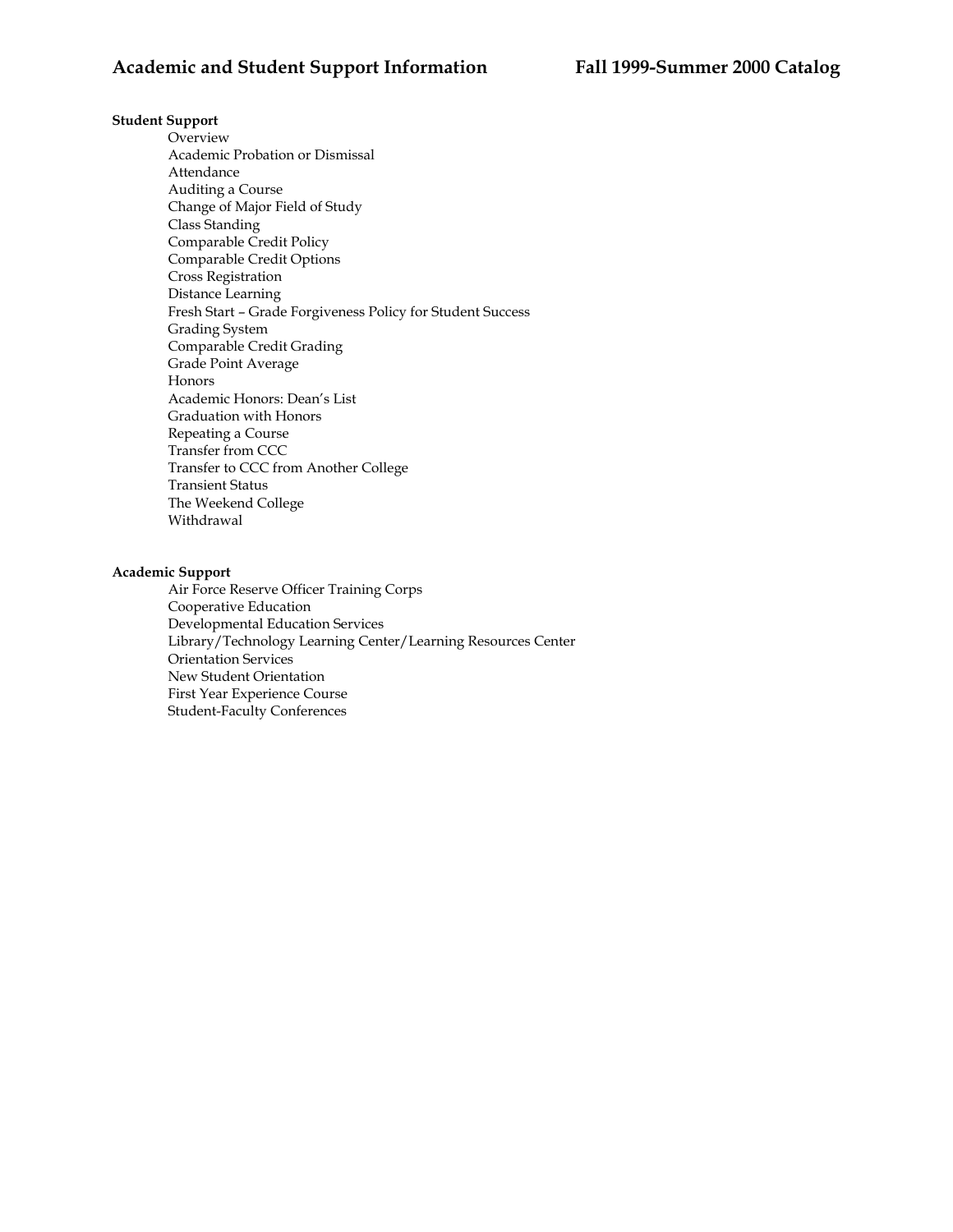# Academic and Student Support Information

**Fall 1999-Summer 2000 Catalog**

**Student Support**

- Overview
- Academic Probation or Dismissal
- Attendance
- Auditing a Course
- Change of Major Field of Study
- Class Standing
- Comparable Credit Policy
- Comparable Credit Options
- Cross Registration
- Distance Learning
- Fresh Start – Grade Forgiveness Policy for Student Success
- Grading System
- Comparable Credit Grading
- Grade Point Average
- Honors
- Academic Honors: Dean's List
- Graduation with Honors
- Repeating a Course
- Transfer from CCC
- Transfer to CCC from Another College
- Transient Status
- The Weekend College
- Withdrawal

**Academic Support**

- Air Force Reserve Officer Training Corps
- Cooperative Education
- Developmental Education Services
- Library/Technology Learning Center/Learning Resources Center
- Orientation Services
- New Student Orientation
- First Year Experience Course
- Student-Faculty Conferences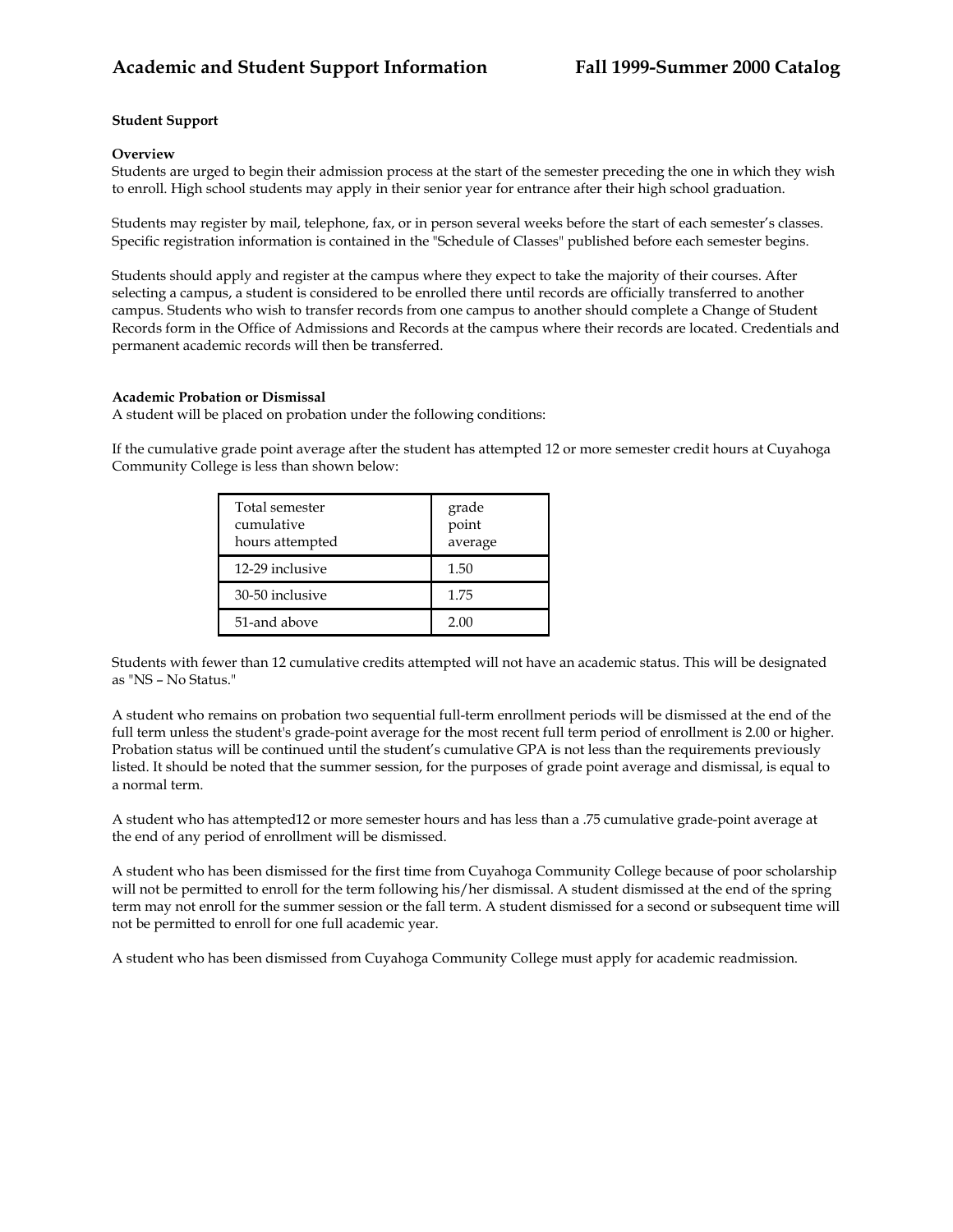### Student Support

#### Overview

Students are urged to begin their admission process at the start of the semester preceding the one in which they wish to enroll. High school students may apply in their senior year for entrance after their high school graduation.

Students may register by mail, telephone, fax, or in person several weeks before the start of each semester's classes. Specific registration information is contained in the "Schedule of Classes" published before each semester begins.

Students should apply and register at the campus where they expect to take the majority of their courses. After selecting a campus, a student is considered to be enrolled there until records are officially transferred to another campus. Students who wish to transfer records from one campus to another should complete a Change of Student Records form in the Office of Admissions and Records at the campus where their records are located. Credentials and permanent academic records will then be transferred.

#### Academic Probation or Dismissal

A student will be placed on probation under the following conditions:

If the cumulative grade point average after the student has attempted 12 or more semester credit hours at Cuyahoga Community College is less than shown below:

| Total semester cumulative hours attempted | grade point average |
|---|---|
| 12-29 inclusive | 1.50 |
| 30-50 inclusive | 1.75 |
| 51-and above | 2.00 |

Students with fewer than 12 cumulative credits attempted will not have an academic status. This will be designated as "NS – No Status."

A student who remains on probation two sequential full-term enrollment periods will be dismissed at the end of the full term unless the student's grade-point average for the most recent full term period of enrollment is 2.00 or higher. Probation status will be continued until the student's cumulative GPA is not less than the requirements previously listed. It should be noted that the summer session, for the purposes of grade point average and dismissal, is equal to a normal term.

A student who has attempted12 or more semester hours and has less than a .75 cumulative grade-point average at the end of any period of enrollment will be dismissed.

A student who has been dismissed for the first time from Cuyahoga Community College because of poor scholarship will not be permitted to enroll for the term following his/her dismissal. A student dismissed at the end of the spring term may not enroll for the summer session or the fall term. A student dismissed for a second or subsequent time will not be permitted to enroll for one full academic year.

A student who has been dismissed from Cuyahoga Community College must apply for academic readmission.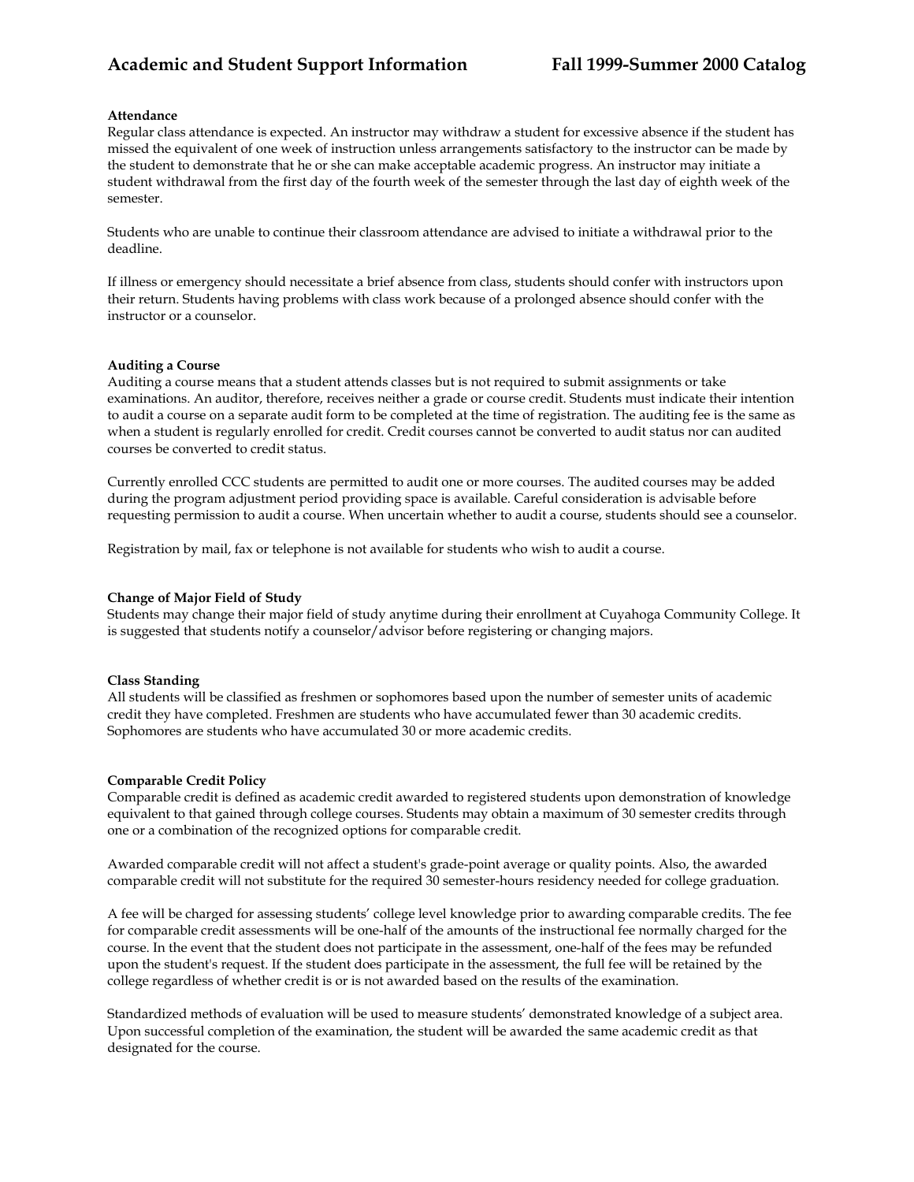### Attendance

Regular class attendance is expected. An instructor may withdraw a student for excessive absence if the student has missed the equivalent of one week of instruction unless arrangements satisfactory to the instructor can be made by the student to demonstrate that he or she can make acceptable academic progress. An instructor may initiate a student withdrawal from the first day of the fourth week of the semester through the last day of eighth week of the semester.

Students who are unable to continue their classroom attendance are advised to initiate a withdrawal prior to the deadline.

If illness or emergency should necessitate a brief absence from class, students should confer with instructors upon their return. Students having problems with class work because of a prolonged absence should confer with the instructor or a counselor.

### Auditing a Course

Auditing a course means that a student attends classes but is not required to submit assignments or take examinations. An auditor, therefore, receives neither a grade or course credit. Students must indicate their intention to audit a course on a separate audit form to be completed at the time of registration. The auditing fee is the same as when a student is regularly enrolled for credit. Credit courses cannot be converted to audit status nor can audited courses be converted to credit status.

Currently enrolled CCC students are permitted to audit one or more courses. The audited courses may be added during the program adjustment period providing space is available. Careful consideration is advisable before requesting permission to audit a course. When uncertain whether to audit a course, students should see a counselor.

Registration by mail, fax or telephone is not available for students who wish to audit a course.

### Change of Major Field of Study

Students may change their major field of study anytime during their enrollment at Cuyahoga Community College. It is suggested that students notify a counselor/advisor before registering or changing majors.

### Class Standing

All students will be classified as freshmen or sophomores based upon the number of semester units of academic credit they have completed. Freshmen are students who have accumulated fewer than 30 academic credits. Sophomores are students who have accumulated 30 or more academic credits.

### Comparable Credit Policy

Comparable credit is defined as academic credit awarded to registered students upon demonstration of knowledge equivalent to that gained through college courses. Students may obtain a maximum of 30 semester credits through one or a combination of the recognized options for comparable credit.

Awarded comparable credit will not affect a student's grade-point average or quality points. Also, the awarded comparable credit will not substitute for the required 30 semester-hours residency needed for college graduation.

A fee will be charged for assessing students' college level knowledge prior to awarding comparable credits. The fee for comparable credit assessments will be one-half of the amounts of the instructional fee normally charged for the course. In the event that the student does not participate in the assessment, one-half of the fees may be refunded upon the student's request. If the student does participate in the assessment, the full fee will be retained by the college regardless of whether credit is or is not awarded based on the results of the examination.

Standardized methods of evaluation will be used to measure students' demonstrated knowledge of a subject area. Upon successful completion of the examination, the student will be awarded the same academic credit as that designated for the course.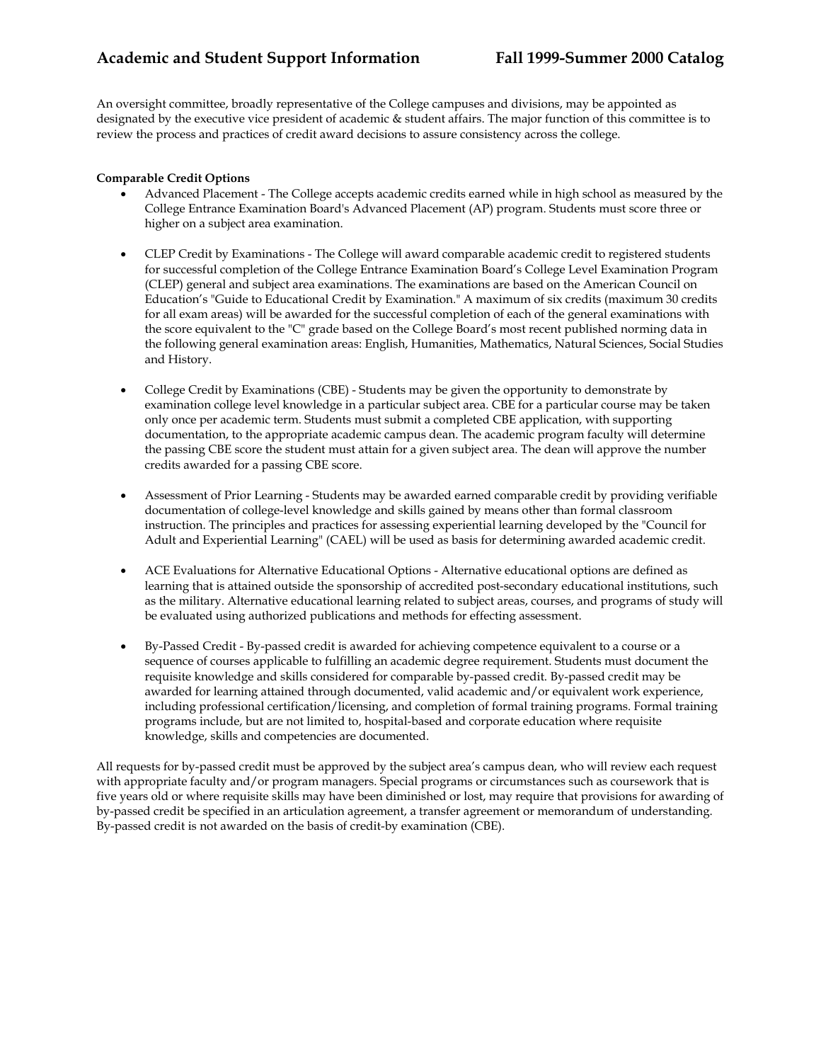An oversight committee, broadly representative of the College campuses and divisions, may be appointed as designated by the executive vice president of academic & student affairs. The major function of this committee is to review the process and practices of credit award decisions to assure consistency across the college.

**Comparable Credit Options**

- Advanced Placement - The College accepts academic credits earned while in high school as measured by the College Entrance Examination Board's Advanced Placement (AP) program. Students must score three or higher on a subject area examination.

- CLEP Credit by Examinations - The College will award comparable academic credit to registered students for successful completion of the College Entrance Examination Board's College Level Examination Program (CLEP) general and subject area examinations. The examinations are based on the American Council on Education's "Guide to Educational Credit by Examination." A maximum of six credits (maximum 30 credits for all exam areas) will be awarded for the successful completion of each of the general examinations with the score equivalent to the "C" grade based on the College Board's most recent published norming data in the following general examination areas: English, Humanities, Mathematics, Natural Sciences, Social Studies and History.

- College Credit by Examinations (CBE) - Students may be given the opportunity to demonstrate by examination college level knowledge in a particular subject area. CBE for a particular course may be taken only once per academic term. Students must submit a completed CBE application, with supporting documentation, to the appropriate academic campus dean. The academic program faculty will determine the passing CBE score the student must attain for a given subject area. The dean will approve the number credits awarded for a passing CBE score.

- Assessment of Prior Learning - Students may be awarded earned comparable credit by providing verifiable documentation of college-level knowledge and skills gained by means other than formal classroom instruction. The principles and practices for assessing experiential learning developed by the "Council for Adult and Experiential Learning" (CAEL) will be used as basis for determining awarded academic credit.

- ACE Evaluations for Alternative Educational Options - Alternative educational options are defined as learning that is attained outside the sponsorship of accredited post-secondary educational institutions, such as the military. Alternative educational learning related to subject areas, courses, and programs of study will be evaluated using authorized publications and methods for effecting assessment.

- By-Passed Credit - By-passed credit is awarded for achieving competence equivalent to a course or a sequence of courses applicable to fulfilling an academic degree requirement. Students must document the requisite knowledge and skills considered for comparable by-passed credit. By-passed credit may be awarded for learning attained through documented, valid academic and/or equivalent work experience, including professional certification/licensing, and completion of formal training programs. Formal training programs include, but are not limited to, hospital-based and corporate education where requisite knowledge, skills and competencies are documented.

All requests for by-passed credit must be approved by the subject area's campus dean, who will review each request with appropriate faculty and/or program managers. Special programs or circumstances such as coursework that is five years old or where requisite skills may have been diminished or lost, may require that provisions for awarding of by-passed credit be specified in an articulation agreement, a transfer agreement or memorandum of understanding. By-passed credit is not awarded on the basis of credit-by examination (CBE).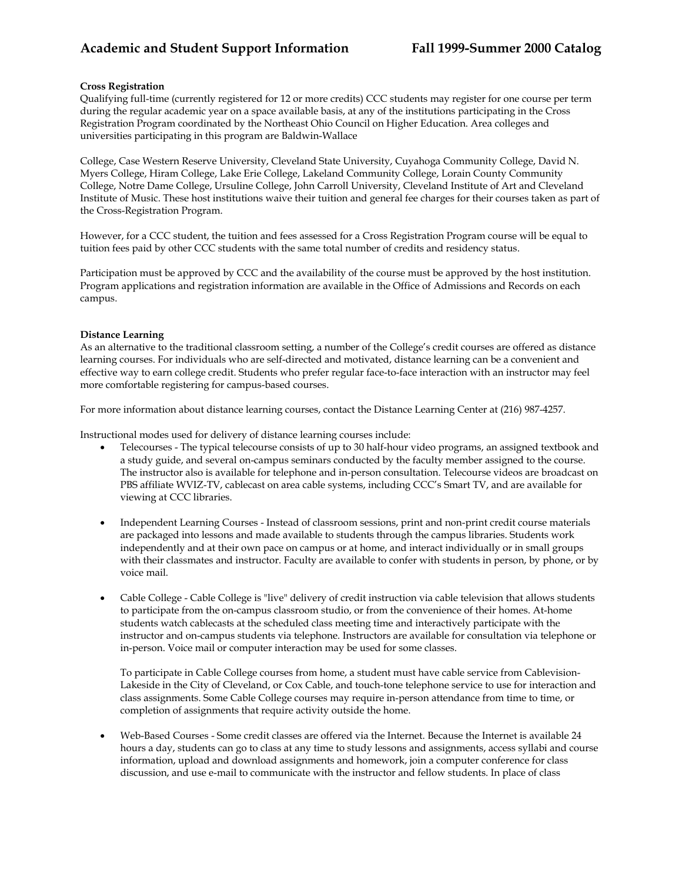**Cross Registration**

Qualifying full-time (currently registered for 12 or more credits) CCC students may register for one course per term during the regular academic year on a space available basis, at any of the institutions participating in the Cross Registration Program coordinated by the Northeast Ohio Council on Higher Education. Area colleges and universities participating in this program are Baldwin-Wallace

College, Case Western Reserve University, Cleveland State University, Cuyahoga Community College, David N. Myers College, Hiram College, Lake Erie College, Lakeland Community College, Lorain County Community College, Notre Dame College, Ursuline College, John Carroll University, Cleveland Institute of Art and Cleveland Institute of Music. These host institutions waive their tuition and general fee charges for their courses taken as part of the Cross-Registration Program.

However, for a CCC student, the tuition and fees assessed for a Cross Registration Program course will be equal to tuition fees paid by other CCC students with the same total number of credits and residency status.

Participation must be approved by CCC and the availability of the course must be approved by the host institution. Program applications and registration information are available in the Office of Admissions and Records on each campus.

**Distance Learning**

As an alternative to the traditional classroom setting, a number of the College's credit courses are offered as distance learning courses. For individuals who are self-directed and motivated, distance learning can be a convenient and effective way to earn college credit. Students who prefer regular face-to-face interaction with an instructor may feel more comfortable registering for campus-based courses.

For more information about distance learning courses, contact the Distance Learning Center at (216) 987-4257.

Instructional modes used for delivery of distance learning courses include:

- Telecourses - The typical telecourse consists of up to 30 half-hour video programs, an assigned textbook and a study guide, and several on-campus seminars conducted by the faculty member assigned to the course. The instructor also is available for telephone and in-person consultation. Telecourse videos are broadcast on PBS affiliate WVIZ-TV, cablecast on area cable systems, including CCC's Smart TV, and are available for viewing at CCC libraries.

- Independent Learning Courses - Instead of classroom sessions, print and non-print credit course materials are packaged into lessons and made available to students through the campus libraries. Students work independently and at their own pace on campus or at home, and interact individually or in small groups with their classmates and instructor. Faculty are available to confer with students in person, by phone, or by voice mail.

- Cable College - Cable College is "live" delivery of credit instruction via cable television that allows students to participate from the on-campus classroom studio, or from the convenience of their homes. At-home students watch cablecasts at the scheduled class meeting time and interactively participate with the instructor and on-campus students via telephone. Instructors are available for consultation via telephone or in-person. Voice mail or computer interaction may be used for some classes.

  To participate in Cable College courses from home, a student must have cable service from Cablevision-Lakeside in the City of Cleveland, or Cox Cable, and touch-tone telephone service to use for interaction and class assignments. Some Cable College courses may require in-person attendance from time to time, or completion of assignments that require activity outside the home.

- Web-Based Courses - Some credit classes are offered via the Internet. Because the Internet is available 24 hours a day, students can go to class at any time to study lessons and assignments, access syllabi and course information, upload and download assignments and homework, join a computer conference for class discussion, and use e-mail to communicate with the instructor and fellow students. In place of class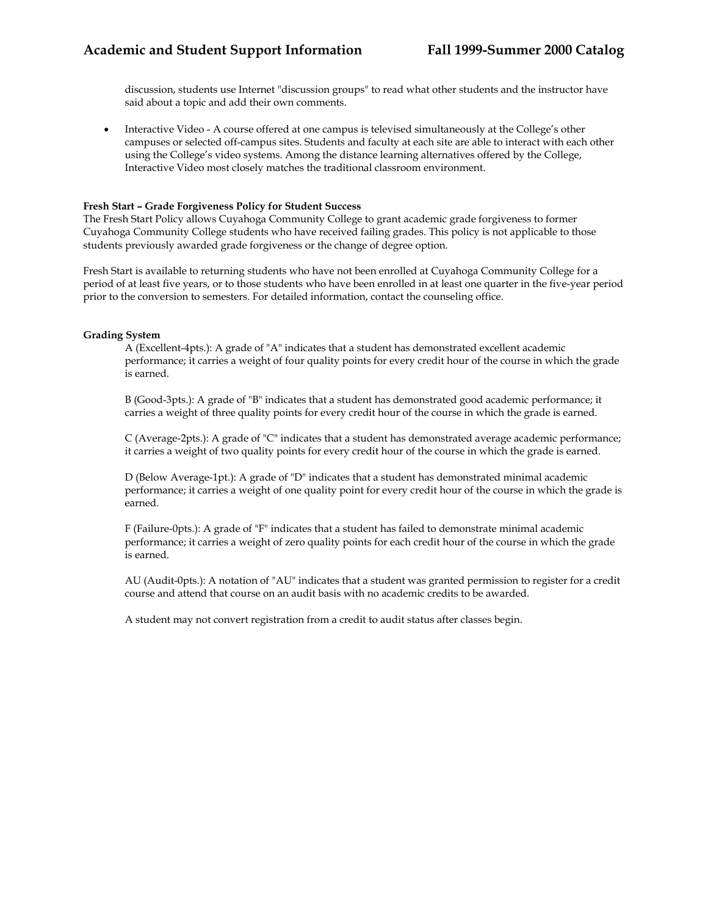discussion, students use Internet "discussion groups" to read what other students and the instructor have said about a topic and add their own comments.

- Interactive Video - A course offered at one campus is televised simultaneously at the College's other campuses or selected off-campus sites. Students and faculty at each site are able to interact with each other using the College's video systems. Among the distance learning alternatives offered by the College, Interactive Video most closely matches the traditional classroom environment.

**Fresh Start – Grade Forgiveness Policy for Student Success**

The Fresh Start Policy allows Cuyahoga Community College to grant academic grade forgiveness to former Cuyahoga Community College students who have received failing grades. This policy is not applicable to those students previously awarded grade forgiveness or the change of degree option.

Fresh Start is available to returning students who have not been enrolled at Cuyahoga Community College for a period of at least five years, or to those students who have been enrolled in at least one quarter in the five-year period prior to the conversion to semesters. For detailed information, contact the counseling office.

**Grading System**

A (Excellent-4pts.): A grade of "A" indicates that a student has demonstrated excellent academic performance; it carries a weight of four quality points for every credit hour of the course in which the grade is earned.

B (Good-3pts.): A grade of "B" indicates that a student has demonstrated good academic performance; it carries a weight of three quality points for every credit hour of the course in which the grade is earned.

C (Average-2pts.): A grade of "C" indicates that a student has demonstrated average academic performance; it carries a weight of two quality points for every credit hour of the course in which the grade is earned.

D (Below Average-1pt.): A grade of "D" indicates that a student has demonstrated minimal academic performance; it carries a weight of one quality point for every credit hour of the course in which the grade is earned.

F (Failure-0pts.): A grade of "F" indicates that a student has failed to demonstrate minimal academic performance; it carries a weight of zero quality points for each credit hour of the course in which the grade is earned.

AU (Audit-0pts.): A notation of "AU" indicates that a student was granted permission to register for a credit course and attend that course on an audit basis with no academic credits to be awarded.

A student may not convert registration from a credit to audit status after classes begin.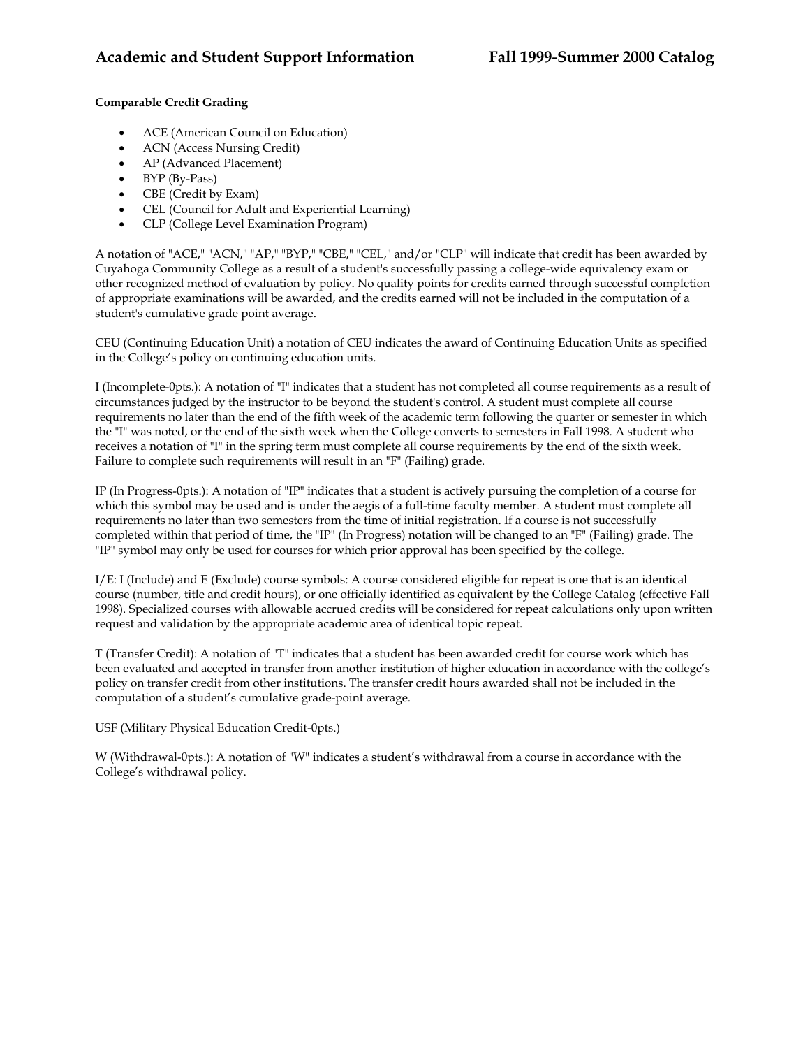**Comparable Credit Grading**

- ACE (American Council on Education)
- ACN (Access Nursing Credit)
- AP (Advanced Placement)
- BYP (By-Pass)
- CBE (Credit by Exam)
- CEL (Council for Adult and Experiential Learning)
- CLP (College Level Examination Program)

A notation of "ACE," "ACN," "AP," "BYP," "CBE," "CEL," and/or "CLP" will indicate that credit has been awarded by Cuyahoga Community College as a result of a student's successfully passing a college-wide equivalency exam or other recognized method of evaluation by policy. No quality points for credits earned through successful completion of appropriate examinations will be awarded, and the credits earned will not be included in the computation of a student's cumulative grade point average.

CEU (Continuing Education Unit) a notation of CEU indicates the award of Continuing Education Units as specified in the College's policy on continuing education units.

I (Incomplete-0pts.): A notation of "I" indicates that a student has not completed all course requirements as a result of circumstances judged by the instructor to be beyond the student's control. A student must complete all course requirements no later than the end of the fifth week of the academic term following the quarter or semester in which the "I" was noted, or the end of the sixth week when the College converts to semesters in Fall 1998. A student who receives a notation of "I" in the spring term must complete all course requirements by the end of the sixth week. Failure to complete such requirements will result in an "F" (Failing) grade.

IP (In Progress-0pts.): A notation of "IP" indicates that a student is actively pursuing the completion of a course for which this symbol may be used and is under the aegis of a full-time faculty member. A student must complete all requirements no later than two semesters from the time of initial registration. If a course is not successfully completed within that period of time, the "IP" (In Progress) notation will be changed to an "F" (Failing) grade. The "IP" symbol may only be used for courses for which prior approval has been specified by the college.

I/E: I (Include) and E (Exclude) course symbols: A course considered eligible for repeat is one that is an identical course (number, title and credit hours), or one officially identified as equivalent by the College Catalog (effective Fall 1998). Specialized courses with allowable accrued credits will be considered for repeat calculations only upon written request and validation by the appropriate academic area of identical topic repeat.

T (Transfer Credit): A notation of "T" indicates that a student has been awarded credit for course work which has been evaluated and accepted in transfer from another institution of higher education in accordance with the college's policy on transfer credit from other institutions. The transfer credit hours awarded shall not be included in the computation of a student's cumulative grade-point average.

USF (Military Physical Education Credit-0pts.)

W (Withdrawal-0pts.): A notation of "W" indicates a student's withdrawal from a course in accordance with the College's withdrawal policy.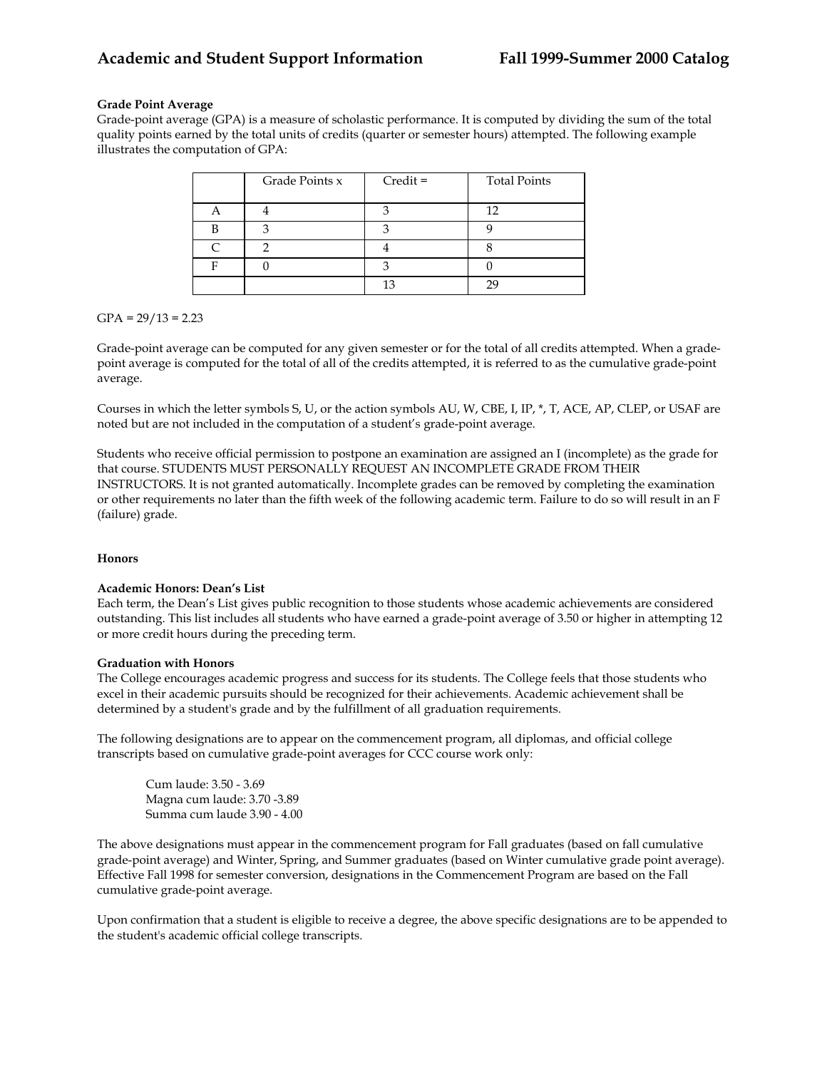### Grade Point Average

Grade-point average (GPA) is a measure of scholastic performance. It is computed by dividing the sum of the total quality points earned by the total units of credits (quarter or semester hours) attempted. The following example illustrates the computation of GPA:

| | Grade Points x | Credit = | Total Points |
|---|---|---|---|
| A | 4 | 3 | 12 |
| B | 3 | 3 | 9 |
| C | 2 | 4 | 8 |
| F | 0 | 3 | 0 |
| | | 13 | 29 |

GPA = 29/13 = 2.23

Grade-point average can be computed for any given semester or for the total of all credits attempted. When a grade-point average is computed for the total of all of the credits attempted, it is referred to as the cumulative grade-point average.

Courses in which the letter symbols S, U, or the action symbols AU, W, CBE, I, IP, *, T, ACE, AP, CLEP, or USAF are noted but are not included in the computation of a student's grade-point average.

Students who receive official permission to postpone an examination are assigned an I (incomplete) as the grade for that course. STUDENTS MUST PERSONALLY REQUEST AN INCOMPLETE GRADE FROM THEIR INSTRUCTORS. It is not granted automatically. Incomplete grades can be removed by completing the examination or other requirements no later than the fifth week of the following academic term. Failure to do so will result in an F (failure) grade.

### Honors

#### Academic Honors: Dean's List

Each term, the Dean's List gives public recognition to those students whose academic achievements are considered outstanding. This list includes all students who have earned a grade-point average of 3.50 or higher in attempting 12 or more credit hours during the preceding term.

#### Graduation with Honors

The College encourages academic progress and success for its students. The College feels that those students who excel in their academic pursuits should be recognized for their achievements. Academic achievement shall be determined by a student's grade and by the fulfillment of all graduation requirements.

The following designations are to appear on the commencement program, all diplomas, and official college transcripts based on cumulative grade-point averages for CCC course work only:

- Cum laude: 3.50 - 3.69
- Magna cum laude: 3.70 -3.89
- Summa cum laude 3.90 - 4.00

The above designations must appear in the commencement program for Fall graduates (based on fall cumulative grade-point average) and Winter, Spring, and Summer graduates (based on Winter cumulative grade point average). Effective Fall 1998 for semester conversion, designations in the Commencement Program are based on the Fall cumulative grade-point average.

Upon confirmation that a student is eligible to receive a degree, the above specific designations are to be appended to the student's academic official college transcripts.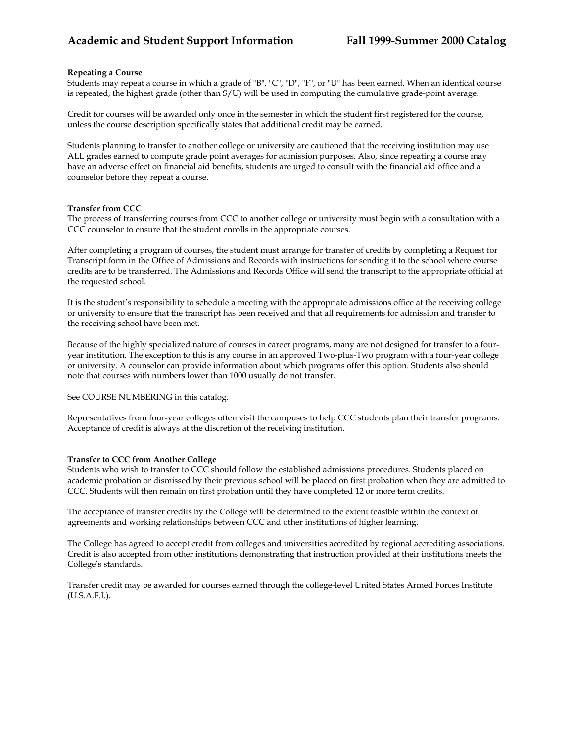### Repeating a Course

Students may repeat a course in which a grade of "B", "C", "D", "F", or "U" has been earned. When an identical course is repeated, the highest grade (other than S/U) will be used in computing the cumulative grade-point average.

Credit for courses will be awarded only once in the semester in which the student first registered for the course, unless the course description specifically states that additional credit may be earned.

Students planning to transfer to another college or university are cautioned that the receiving institution may use ALL grades earned to compute grade point averages for admission purposes. Also, since repeating a course may have an adverse effect on financial aid benefits, students are urged to consult with the financial aid office and a counselor before they repeat a course.

### Transfer from CCC

The process of transferring courses from CCC to another college or university must begin with a consultation with a CCC counselor to ensure that the student enrolls in the appropriate courses.

After completing a program of courses, the student must arrange for transfer of credits by completing a Request for Transcript form in the Office of Admissions and Records with instructions for sending it to the school where course credits are to be transferred. The Admissions and Records Office will send the transcript to the appropriate official at the requested school.

It is the student's responsibility to schedule a meeting with the appropriate admissions office at the receiving college or university to ensure that the transcript has been received and that all requirements for admission and transfer to the receiving school have been met.

Because of the highly specialized nature of courses in career programs, many are not designed for transfer to a four-year institution. The exception to this is any course in an approved Two-plus-Two program with a four-year college or university. A counselor can provide information about which programs offer this option. Students also should note that courses with numbers lower than 1000 usually do not transfer.

See COURSE NUMBERING in this catalog.

Representatives from four-year colleges often visit the campuses to help CCC students plan their transfer programs. Acceptance of credit is always at the discretion of the receiving institution.

### Transfer to CCC from Another College

Students who wish to transfer to CCC should follow the established admissions procedures. Students placed on academic probation or dismissed by their previous school will be placed on first probation when they are admitted to CCC. Students will then remain on first probation until they have completed 12 or more term credits.

The acceptance of transfer credits by the College will be determined to the extent feasible within the context of agreements and working relationships between CCC and other institutions of higher learning.

The College has agreed to accept credit from colleges and universities accredited by regional accrediting associations. Credit is also accepted from other institutions demonstrating that instruction provided at their institutions meets the College's standards.

Transfer credit may be awarded for courses earned through the college-level United States Armed Forces Institute (U.S.A.F.I.).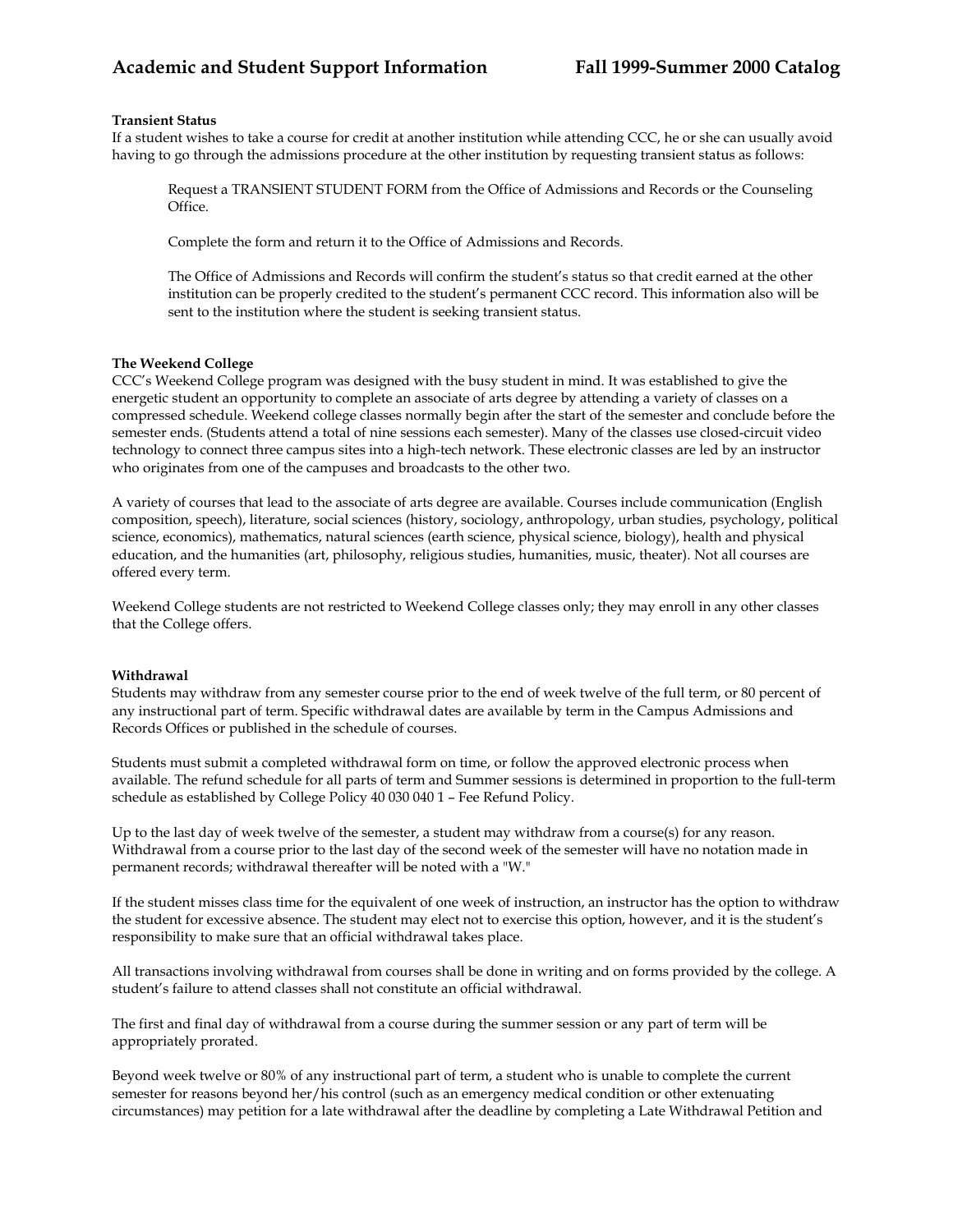### Transient Status

If a student wishes to take a course for credit at another institution while attending CCC, he or she can usually avoid having to go through the admissions procedure at the other institution by requesting transient status as follows:

> Request a TRANSIENT STUDENT FORM from the Office of Admissions and Records or the Counseling Office.
>
> Complete the form and return it to the Office of Admissions and Records.
>
> The Office of Admissions and Records will confirm the student's status so that credit earned at the other institution can be properly credited to the student's permanent CCC record. This information also will be sent to the institution where the student is seeking transient status.

### The Weekend College

CCC's Weekend College program was designed with the busy student in mind. It was established to give the energetic student an opportunity to complete an associate of arts degree by attending a variety of classes on a compressed schedule. Weekend college classes normally begin after the start of the semester and conclude before the semester ends. (Students attend a total of nine sessions each semester). Many of the classes use closed-circuit video technology to connect three campus sites into a high-tech network. These electronic classes are led by an instructor who originates from one of the campuses and broadcasts to the other two.

A variety of courses that lead to the associate of arts degree are available. Courses include communication (English composition, speech), literature, social sciences (history, sociology, anthropology, urban studies, psychology, political science, economics), mathematics, natural sciences (earth science, physical science, biology), health and physical education, and the humanities (art, philosophy, religious studies, humanities, music, theater). Not all courses are offered every term.

Weekend College students are not restricted to Weekend College classes only; they may enroll in any other classes that the College offers.

### Withdrawal

Students may withdraw from any semester course prior to the end of week twelve of the full term, or 80 percent of any instructional part of term. Specific withdrawal dates are available by term in the Campus Admissions and Records Offices or published in the schedule of courses.

Students must submit a completed withdrawal form on time, or follow the approved electronic process when available. The refund schedule for all parts of term and Summer sessions is determined in proportion to the full-term schedule as established by College Policy 40 030 040 1 – Fee Refund Policy.

Up to the last day of week twelve of the semester, a student may withdraw from a course(s) for any reason. Withdrawal from a course prior to the last day of the second week of the semester will have no notation made in permanent records; withdrawal thereafter will be noted with a "W."

If the student misses class time for the equivalent of one week of instruction, an instructor has the option to withdraw the student for excessive absence. The student may elect not to exercise this option, however, and it is the student's responsibility to make sure that an official withdrawal takes place.

All transactions involving withdrawal from courses shall be done in writing and on forms provided by the college. A student's failure to attend classes shall not constitute an official withdrawal.

The first and final day of withdrawal from a course during the summer session or any part of term will be appropriately prorated.

Beyond week twelve or 80% of any instructional part of term, a student who is unable to complete the current semester for reasons beyond her/his control (such as an emergency medical condition or other extenuating circumstances) may petition for a late withdrawal after the deadline by completing a Late Withdrawal Petition and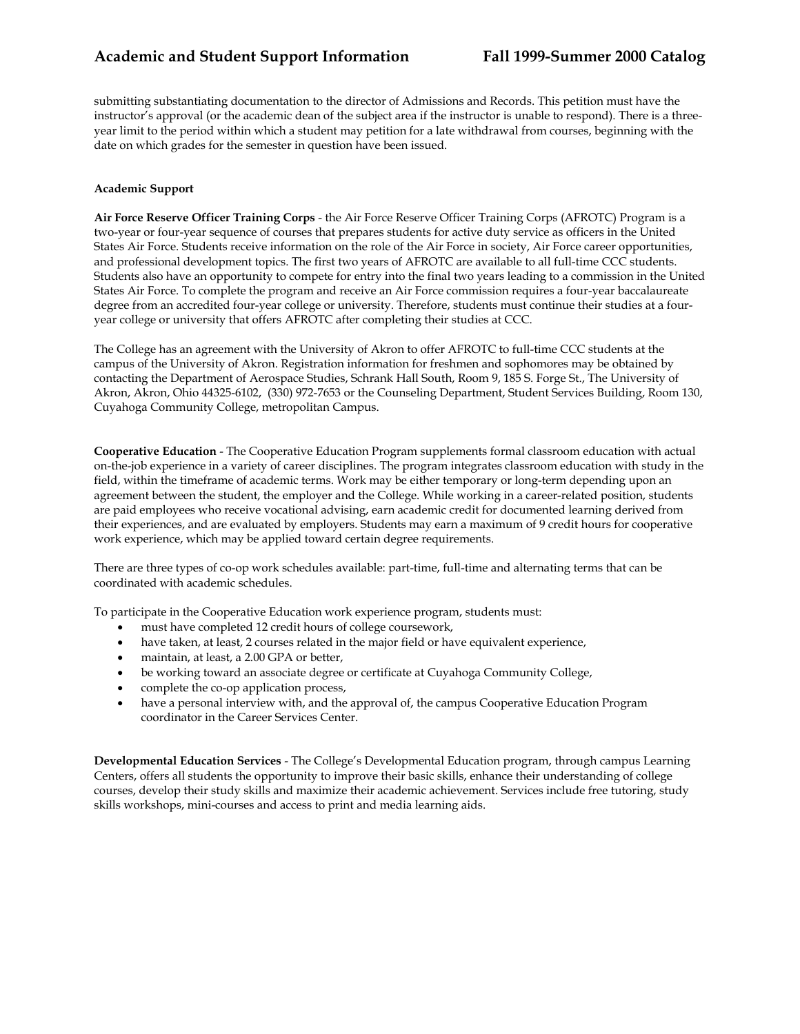submitting substantiating documentation to the director of Admissions and Records. This petition must have the instructor's approval (or the academic dean of the subject area if the instructor is unable to respond). There is a three-year limit to the period within which a student may petition for a late withdrawal from courses, beginning with the date on which grades for the semester in question have been issued.

**Academic Support**

**Air Force Reserve Officer Training Corps** - the Air Force Reserve Officer Training Corps (AFROTC) Program is a two-year or four-year sequence of courses that prepares students for active duty service as officers in the United States Air Force. Students receive information on the role of the Air Force in society, Air Force career opportunities, and professional development topics. The first two years of AFROTC are available to all full-time CCC students. Students also have an opportunity to compete for entry into the final two years leading to a commission in the United States Air Force. To complete the program and receive an Air Force commission requires a four-year baccalaureate degree from an accredited four-year college or university. Therefore, students must continue their studies at a four-year college or university that offers AFROTC after completing their studies at CCC.

The College has an agreement with the University of Akron to offer AFROTC to full-time CCC students at the campus of the University of Akron. Registration information for freshmen and sophomores may be obtained by contacting the Department of Aerospace Studies, Schrank Hall South, Room 9, 185 S. Forge St., The University of Akron, Akron, Ohio 44325-6102, (330) 972-7653 or the Counseling Department, Student Services Building, Room 130, Cuyahoga Community College, metropolitan Campus.

**Cooperative Education** - The Cooperative Education Program supplements formal classroom education with actual on-the-job experience in a variety of career disciplines. The program integrates classroom education with study in the field, within the timeframe of academic terms. Work may be either temporary or long-term depending upon an agreement between the student, the employer and the College. While working in a career-related position, students are paid employees who receive vocational advising, earn academic credit for documented learning derived from their experiences, and are evaluated by employers. Students may earn a maximum of 9 credit hours for cooperative work experience, which may be applied toward certain degree requirements.

There are three types of co-op work schedules available: part-time, full-time and alternating terms that can be coordinated with academic schedules.

To participate in the Cooperative Education work experience program, students must:

- must have completed 12 credit hours of college coursework,
- have taken, at least, 2 courses related in the major field or have equivalent experience,
- maintain, at least, a 2.00 GPA or better,
- be working toward an associate degree or certificate at Cuyahoga Community College,
- complete the co-op application process,
- have a personal interview with, and the approval of, the campus Cooperative Education Program coordinator in the Career Services Center.

**Developmental Education Services** - The College's Developmental Education program, through campus Learning Centers, offers all students the opportunity to improve their basic skills, enhance their understanding of college courses, develop their study skills and maximize their academic achievement. Services include free tutoring, study skills workshops, mini-courses and access to print and media learning aids.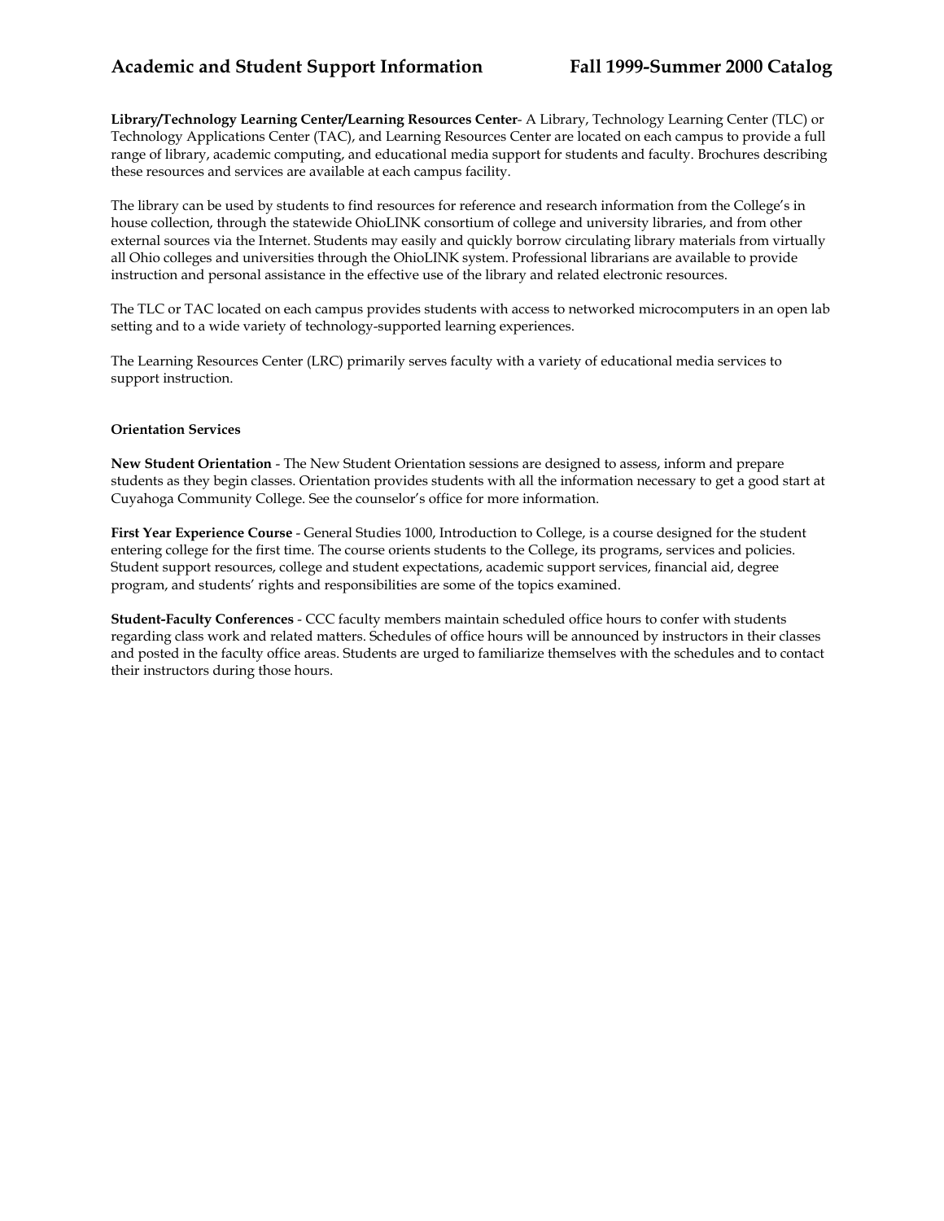**Library/Technology Learning Center/Learning Resources Center**- A Library, Technology Learning Center (TLC) or Technology Applications Center (TAC), and Learning Resources Center are located on each campus to provide a full range of library, academic computing, and educational media support for students and faculty. Brochures describing these resources and services are available at each campus facility.

The library can be used by students to find resources for reference and research information from the College's in house collection, through the statewide OhioLINK consortium of college and university libraries, and from other external sources via the Internet. Students may easily and quickly borrow circulating library materials from virtually all Ohio colleges and universities through the OhioLINK system. Professional librarians are available to provide instruction and personal assistance in the effective use of the library and related electronic resources.

The TLC or TAC located on each campus provides students with access to networked microcomputers in an open lab setting and to a wide variety of technology-supported learning experiences.

The Learning Resources Center (LRC) primarily serves faculty with a variety of educational media services to support instruction.

**Orientation Services**

**New Student Orientation** - The New Student Orientation sessions are designed to assess, inform and prepare students as they begin classes. Orientation provides students with all the information necessary to get a good start at Cuyahoga Community College. See the counselor's office for more information.

**First Year Experience Course** - General Studies 1000, Introduction to College, is a course designed for the student entering college for the first time. The course orients students to the College, its programs, services and policies. Student support resources, college and student expectations, academic support services, financial aid, degree program, and students' rights and responsibilities are some of the topics examined.

**Student-Faculty Conferences** - CCC faculty members maintain scheduled office hours to confer with students regarding class work and related matters. Schedules of office hours will be announced by instructors in their classes and posted in the faculty office areas. Students are urged to familiarize themselves with the schedules and to contact their instructors during those hours.